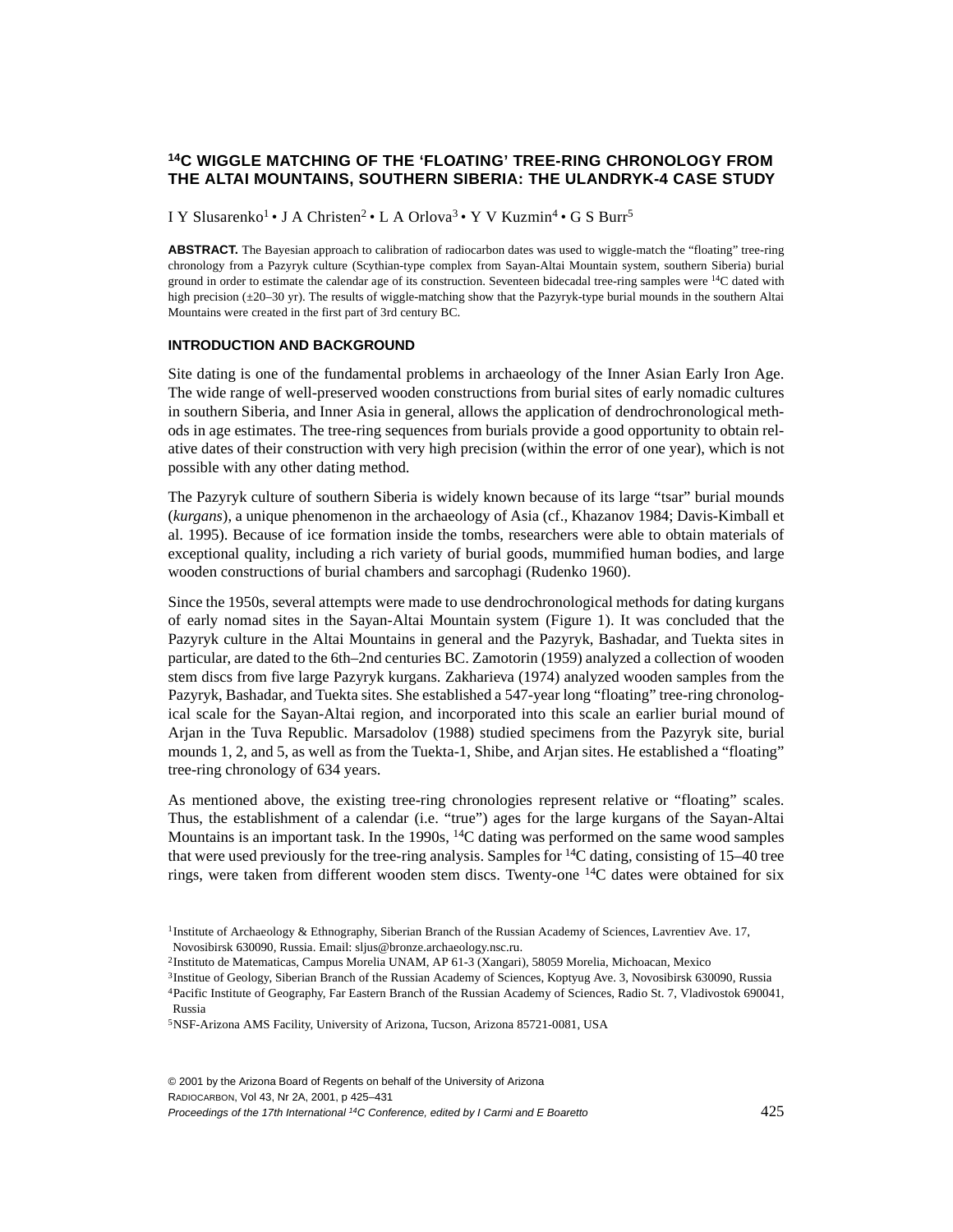# $^{14}$C WIGGLE MATCHING OF THE 'FLOATING' TREE-RING CHRONOLOGY FROM THE ALTAI MOUNTAINS, SOUTHERN SIBERIA: THE ULANDRYK-4 CASE STUDY

I Y Slusarenko[1] • J A Christen[2] • L A Orlova[3] • Y V Kuzmin[4] • G S Burr[5]

**ABSTRACT.** The Bayesian approach to calibration of radiocarbon dates was used to wiggle-match the "floating" tree-ring chronology from a Pazyryk culture (Scythian-type complex from Sayan-Altai Mountain system, southern Siberia) burial ground in order to estimate the calendar age of its construction. Seventeen bidecadal tree-ring samples were $^{14}$C dated with high precision (±20–30 yr). The results of wiggle-matching show that the Pazyryk-type burial mounds in the southern Altai Mountains were created in the first part of 3rd century BC.

## INTRODUCTION AND BACKGROUND

Site dating is one of the fundamental problems in archaeology of the Inner Asian Early Iron Age. The wide range of well-preserved wooden constructions from burial sites of early nomadic cultures in southern Siberia, and Inner Asia in general, allows the application of dendrochronological methods in age estimates. The tree-ring sequences from burials provide a good opportunity to obtain relative dates of their construction with very high precision (within the error of one year), which is not possible with any other dating method.

The Pazyryk culture of southern Siberia is widely known because of its large "tsar" burial mounds (*kurgans*), a unique phenomenon in the archaeology of Asia (cf., Khazanov 1984; Davis-Kimball et al. 1995). Because of ice formation inside the tombs, researchers were able to obtain materials of exceptional quality, including a rich variety of burial goods, mummified human bodies, and large wooden constructions of burial chambers and sarcophagi (Rudenko 1960).

Since the 1950s, several attempts were made to use dendrochronological methods for dating kurgans of early nomad sites in the Sayan-Altai Mountain system (Figure 1). It was concluded that the Pazyryk culture in the Altai Mountains in general and the Pazyryk, Bashadar, and Tuekta sites in particular, are dated to the 6th–2nd centuries BC. Zamotorin (1959) analyzed a collection of wooden stem discs from five large Pazyryk kurgans. Zakharieva (1974) analyzed wooden samples from the Pazyryk, Bashadar, and Tuekta sites. She established a 547-year long "floating" tree-ring chronological scale for the Sayan-Altai region, and incorporated into this scale an earlier burial mound of Arjan in the Tuva Republic. Marsadolov (1988) studied specimens from the Pazyryk site, burial mounds 1, 2, and 5, as well as from the Tuekta-1, Shibe, and Arjan sites. He established a "floating" tree-ring chronology of 634 years.

As mentioned above, the existing tree-ring chronologies represent relative or "floating" scales. Thus, the establishment of a calendar (i.e. "true") ages for the large kurgans of the Sayan-Altai Mountains is an important task. In the 1990s, $^{14}$C dating was performed on the same wood samples that were used previously for the tree-ring analysis. Samples for $^{14}$C dating, consisting of 15–40 tree rings, were taken from different wooden stem discs. Twenty-one $^{14}$C dates were obtained for six

[1]Institute of Archaeology & Ethnography, Siberian Branch of the Russian Academy of Sciences, Lavrentiev Ave. 17, Novosibirsk 630090, Russia. Email: sljus@bronze.archaeology.nsc.ru.

[2]Instituto de Matematicas, Campus Morelia UNAM, AP 61-3 (Xangari), 58059 Morelia, Michoacan, Mexico

[3]Institue of Geology, Siberian Branch of the Russian Academy of Sciences, Koptyug Ave. 3, Novosibirsk 630090, Russia

[4]Pacific Institute of Geography, Far Eastern Branch of the Russian Academy of Sciences, Radio St. 7, Vladivostok 690041, Russia

[5]NSF-Arizona AMS Facility, University of Arizona, Tucson, Arizona 85721-0081, USA

© 2001 by the Arizona Board of Regents on behalf of the University of Arizona

Proceedings of the 17th International $^{14}$C Conference, edited by I Carmi and E Boaretto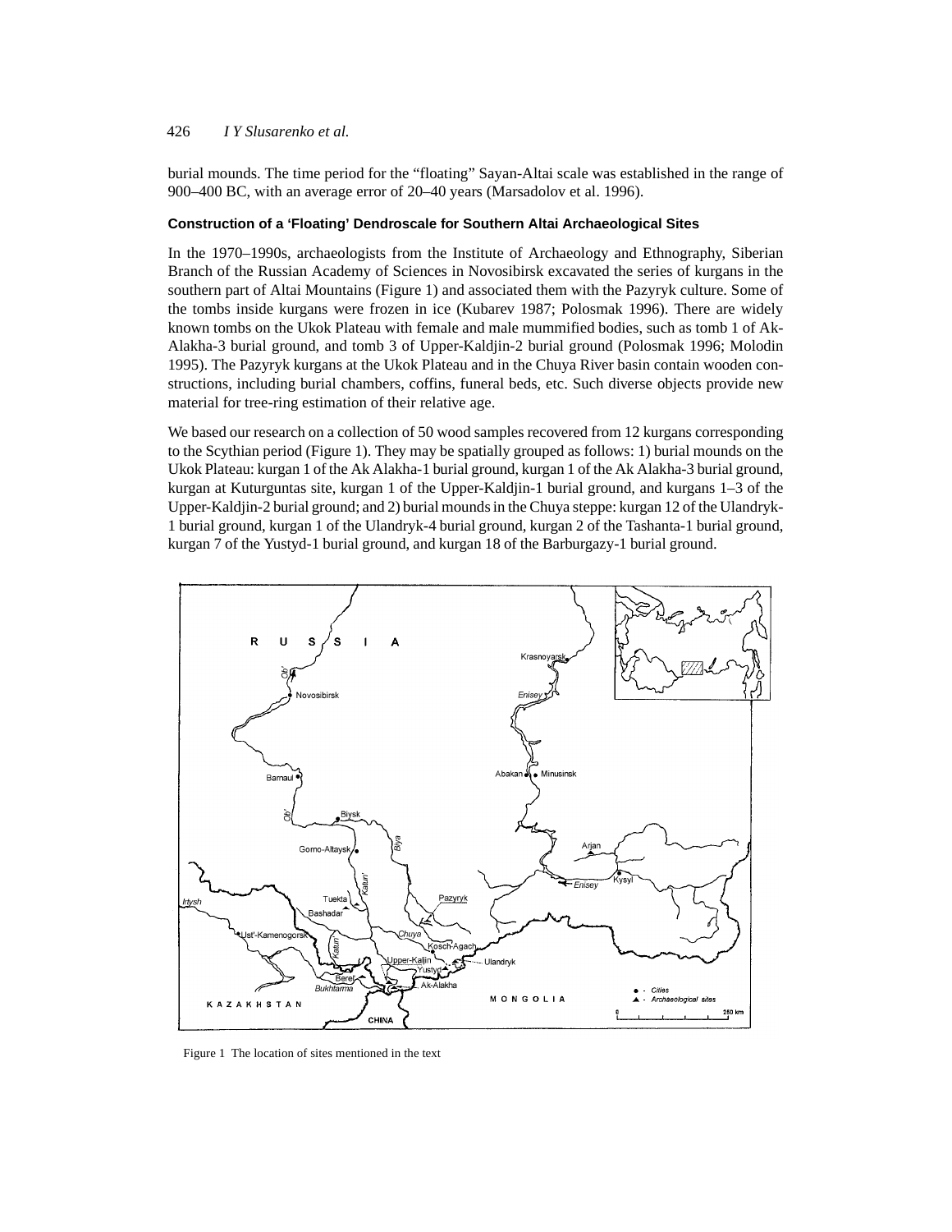burial mounds. The time period for the "floating" Sayan-Altai scale was established in the range of 900–400 BC, with an average error of 20–40 years (Marsadolov et al. 1996).

### Construction of a 'Floating' Dendroscale for Southern Altai Archaeological Sites

In the 1970–1990s, archaeologists from the Institute of Archaeology and Ethnography, Siberian Branch of the Russian Academy of Sciences in Novosibirsk excavated the series of kurgans in the southern part of Altai Mountains (Figure 1) and associated them with the Pazyryk culture. Some of the tombs inside kurgans were frozen in ice (Kubarev 1987; Polosmak 1996). There are widely known tombs on the Ukok Plateau with female and male mummified bodies, such as tomb 1 of Ak-Alakha-3 burial ground, and tomb 3 of Upper-Kaldjin-2 burial ground (Polosmak 1996; Molodin 1995). The Pazyryk kurgans at the Ukok Plateau and in the Chuya River basin contain wooden constructions, including burial chambers, coffins, funeral beds, etc. Such diverse objects provide new material for tree-ring estimation of their relative age.

We based our research on a collection of 50 wood samples recovered from 12 kurgans corresponding to the Scythian period (Figure 1). They may be spatially grouped as follows: 1) burial mounds on the Ukok Plateau: kurgan 1 of the Ak Alakha-1 burial ground, kurgan 1 of the Ak Alakha-3 burial ground, kurgan at Kuturguntas site, kurgan 1 of the Upper-Kaldjin-1 burial ground, and kurgans 1–3 of the Upper-Kaldjin-2 burial ground; and 2) burial mounds in the Chuya steppe: kurgan 12 of the Ulandryk-1 burial ground, kurgan 1 of the Ulandryk-4 burial ground, kurgan 2 of the Tashanta-1 burial ground, kurgan 7 of the Yustyd-1 burial ground, and kurgan 18 of the Barburgazy-1 burial ground.

Figure 1 The location of sites mentioned in the text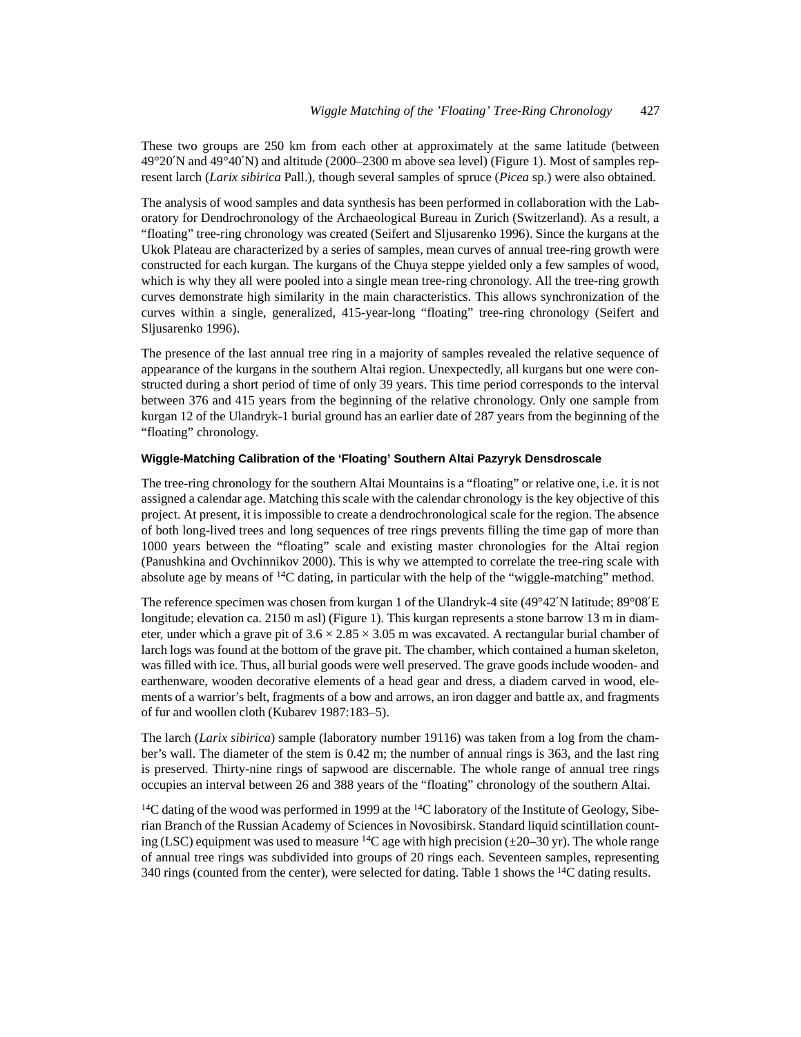These two groups are 250 km from each other at approximately at the same latitude (between 49°20′N and 49°40′N) and altitude (2000–2300 m above sea level) (Figure 1). Most of samples represent larch (*Larix sibirica* Pall.), though several samples of spruce (*Picea* sp.) were also obtained.

The analysis of wood samples and data synthesis has been performed in collaboration with the Laboratory for Dendrochronology of the Archaeological Bureau in Zurich (Switzerland). As a result, a "floating" tree-ring chronology was created (Seifert and Sljusarenko 1996). Since the kurgans at the Ukok Plateau are characterized by a series of samples, mean curves of annual tree-ring growth were constructed for each kurgan. The kurgans of the Chuya steppe yielded only a few samples of wood, which is why they all were pooled into a single mean tree-ring chronology. All the tree-ring growth curves demonstrate high similarity in the main characteristics. This allows synchronization of the curves within a single, generalized, 415-year-long "floating" tree-ring chronology (Seifert and Sljusarenko 1996).

The presence of the last annual tree ring in a majority of samples revealed the relative sequence of appearance of the kurgans in the southern Altai region. Unexpectedly, all kurgans but one were constructed during a short period of time of only 39 years. This time period corresponds to the interval between 376 and 415 years from the beginning of the relative chronology. Only one sample from kurgan 12 of the Ulandryk-1 burial ground has an earlier date of 287 years from the beginning of the "floating" chronology.

### Wiggle-Matching Calibration of the 'Floating' Southern Altai Pazyryk Densdroscale

The tree-ring chronology for the southern Altai Mountains is a "floating" or relative one, i.e. it is not assigned a calendar age. Matching this scale with the calendar chronology is the key objective of this project. At present, it is impossible to create a dendrochronological scale for the region. The absence of both long-lived trees and long sequences of tree rings prevents filling the time gap of more than 1000 years between the "floating" scale and existing master chronologies for the Altai region (Panushkina and Ovchinnikov 2000). This is why we attempted to correlate the tree-ring scale with absolute age by means of $^{14}$C dating, in particular with the help of the "wiggle-matching" method.

The reference specimen was chosen from kurgan 1 of the Ulandryk-4 site (49°42′N latitude; 89°08′E longitude; elevation ca. 2150 m asl) (Figure 1). This kurgan represents a stone barrow 13 m in diameter, under which a grave pit of $3.6 \times 2.85 \times 3.05$ m was excavated. A rectangular burial chamber of larch logs was found at the bottom of the grave pit. The chamber, which contained a human skeleton, was filled with ice. Thus, all burial goods were well preserved. The grave goods include wooden- and earthenware, wooden decorative elements of a head gear and dress, a diadem carved in wood, elements of a warrior's belt, fragments of a bow and arrows, an iron dagger and battle ax, and fragments of fur and woollen cloth (Kubarev 1987:183–5).

The larch (*Larix sibirica*) sample (laboratory number 19116) was taken from a log from the chamber's wall. The diameter of the stem is 0.42 m; the number of annual rings is 363, and the last ring is preserved. Thirty-nine rings of sapwood are discernable. The whole range of annual tree rings occupies an interval between 26 and 388 years of the "floating" chronology of the southern Altai.

$^{14}$C dating of the wood was performed in 1999 at the $^{14}$C laboratory of the Institute of Geology, Siberian Branch of the Russian Academy of Sciences in Novosibirsk. Standard liquid scintillation counting (LSC) equipment was used to measure $^{14}$C age with high precision (±20–30 yr). The whole range of annual tree rings was subdivided into groups of 20 rings each. Seventeen samples, representing 340 rings (counted from the center), were selected for dating. Table 1 shows the $^{14}$C dating results.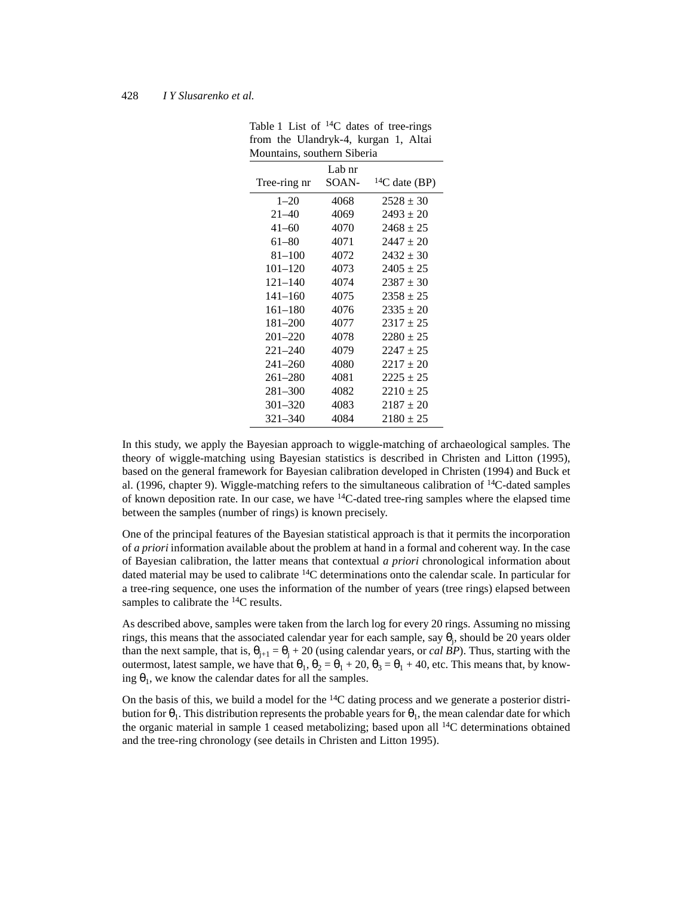Table 1 List of $^{14}$C dates of tree-rings from the Ulandryk-4, kurgan 1, Altai Mountains, southern Siberia

| Tree-ring nr | Lab nr SOAN- | $^{14}$C date (BP) |
|---|---|---|
| 1–20 | 4068 | 2528 ± 30 |
| 21–40 | 4069 | 2493 ± 20 |
| 41–60 | 4070 | 2468 ± 25 |
| 61–80 | 4071 | 2447 ± 20 |
| 81–100 | 4072 | 2432 ± 30 |
| 101–120 | 4073 | 2405 ± 25 |
| 121–140 | 4074 | 2387 ± 30 |
| 141–160 | 4075 | 2358 ± 25 |
| 161–180 | 4076 | 2335 ± 20 |
| 181–200 | 4077 | 2317 ± 25 |
| 201–220 | 4078 | 2280 ± 25 |
| 221–240 | 4079 | 2247 ± 25 |
| 241–260 | 4080 | 2217 ± 20 |
| 261–280 | 4081 | 2225 ± 25 |
| 281–300 | 4082 | 2210 ± 25 |
| 301–320 | 4083 | 2187 ± 20 |
| 321–340 | 4084 | 2180 ± 25 |

In this study, we apply the Bayesian approach to wiggle-matching of archaeological samples. The theory of wiggle-matching using Bayesian statistics is described in Christen and Litton (1995), based on the general framework for Bayesian calibration developed in Christen (1994) and Buck et al. (1996, chapter 9). Wiggle-matching refers to the simultaneous calibration of $^{14}$C-dated samples of known deposition rate. In our case, we have $^{14}$C-dated tree-ring samples where the elapsed time between the samples (number of rings) is known precisely.

One of the principal features of the Bayesian statistical approach is that it permits the incorporation of *a priori* information available about the problem at hand in a formal and coherent way. In the case of Bayesian calibration, the latter means that contextual *a priori* chronological information about dated material may be used to calibrate $^{14}$C determinations onto the calendar scale. In particular for a tree-ring sequence, one uses the information of the number of years (tree rings) elapsed between samples to calibrate the $^{14}$C results.

As described above, samples were taken from the larch log for every 20 rings. Assuming no missing rings, this means that the associated calendar year for each sample, say $\theta_j$, should be 20 years older than the next sample, that is, $\theta_{j+1} = \theta_j + 20$ (using calendar years, or *cal BP*). Thus, starting with the outermost, latest sample, we have that $\theta_1$, $\theta_2 = \theta_1 + 20$, $\theta_3 = \theta_1 + 40$, etc. This means that, by knowing $\theta_1$, we know the calendar dates for all the samples.

On the basis of this, we build a model for the $^{14}$C dating process and we generate a posterior distribution for $\theta_1$. This distribution represents the probable years for $\theta_1$, the mean calendar date for which the organic material in sample 1 ceased metabolizing; based upon all $^{14}$C determinations obtained and the tree-ring chronology (see details in Christen and Litton 1995).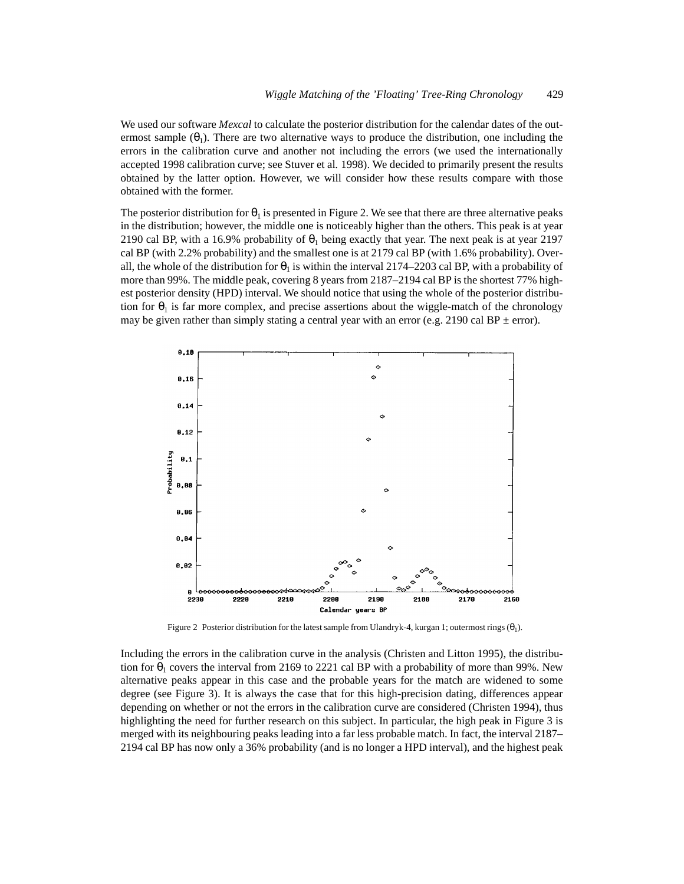We used our software *Mexcal* to calculate the posterior distribution for the calendar dates of the outermost sample ($\theta_1$). There are two alternative ways to produce the distribution, one including the errors in the calibration curve and another not including the errors (we used the internationally accepted 1998 calibration curve; see Stuver et al. 1998). We decided to primarily present the results obtained by the latter option. However, we will consider how these results compare with those obtained with the former.

The posterior distribution for $\theta_1$ is presented in Figure 2. We see that there are three alternative peaks in the distribution; however, the middle one is noticeably higher than the others. This peak is at year 2190 cal BP, with a 16.9% probability of $\theta_1$ being exactly that year. The next peak is at year 2197 cal BP (with 2.2% probability) and the smallest one is at 2179 cal BP (with 1.6% probability). Overall, the whole of the distribution for $\theta_1$ is within the interval 2174–2203 cal BP, with a probability of more than 99%. The middle peak, covering 8 years from 2187–2194 cal BP is the shortest 77% highest posterior density (HPD) interval. We should notice that using the whole of the posterior distribution for $\theta_1$ is far more complex, and precise assertions about the wiggle-match of the chronology may be given rather than simply stating a central year with an error (e.g. 2190 cal BP ± error).

Figure 2 Posterior distribution for the latest sample from Ulandryk-4, kurgan 1; outermost rings ($\theta_1$).

Including the errors in the calibration curve in the analysis (Christen and Litton 1995), the distribution for $\theta_1$ covers the interval from 2169 to 2221 cal BP with a probability of more than 99%. New alternative peaks appear in this case and the probable years for the match are widened to some degree (see Figure 3). It is always the case that for this high-precision dating, differences appear depending on whether or not the errors in the calibration curve are considered (Christen 1994), thus highlighting the need for further research on this subject. In particular, the high peak in Figure 3 is merged with its neighbouring peaks leading into a far less probable match. In fact, the interval 2187–2194 cal BP has now only a 36% probability (and is no longer a HPD interval), and the highest peak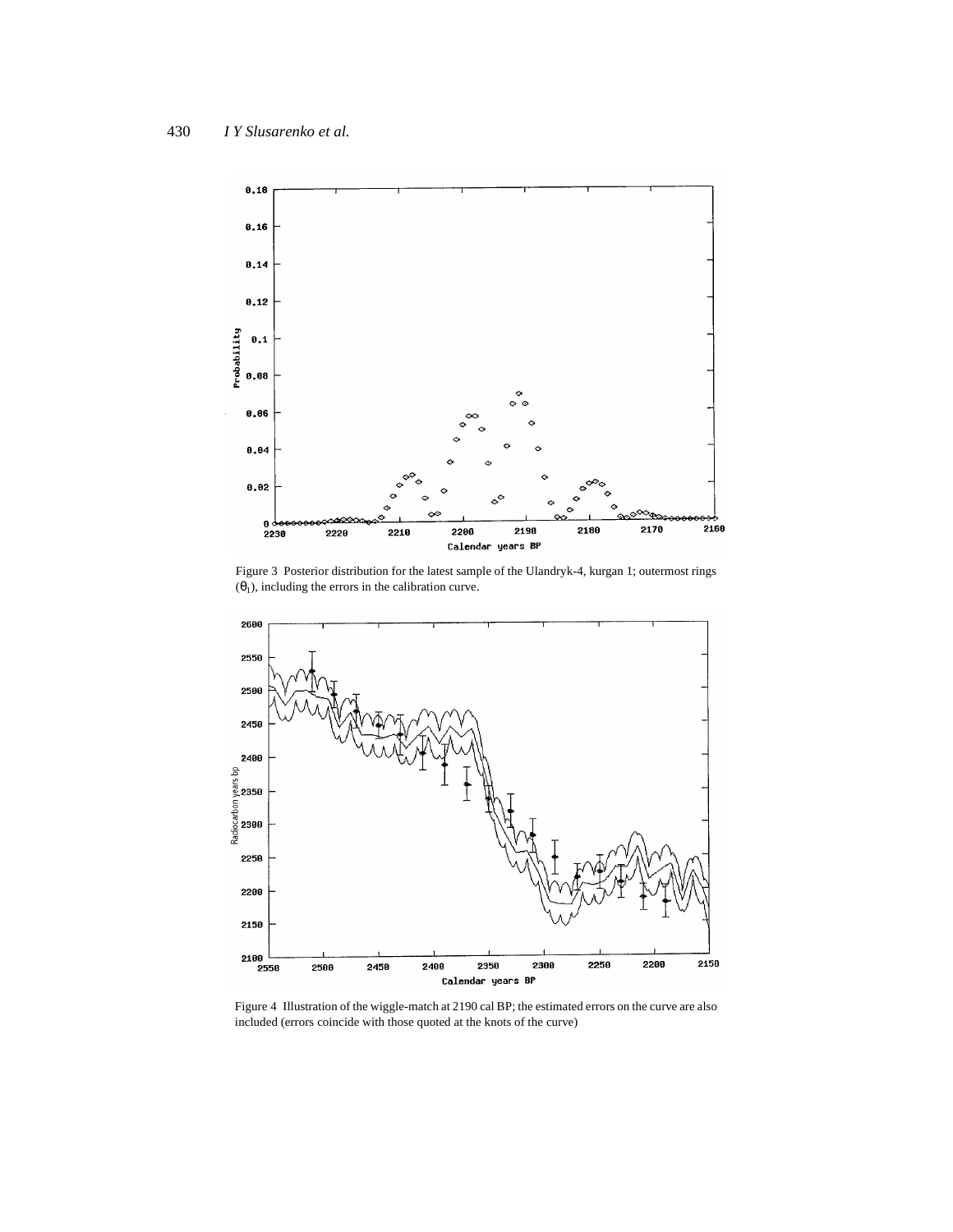Figure 3 Posterior distribution for the latest sample of the Ulandryk-4, kurgan 1; outermost rings ($\theta_1$), including the errors in the calibration curve.

Figure 4 Illustration of the wiggle-match at 2190 cal BP; the estimated errors on the curve are also included (errors coincide with those quoted at the knots of the curve)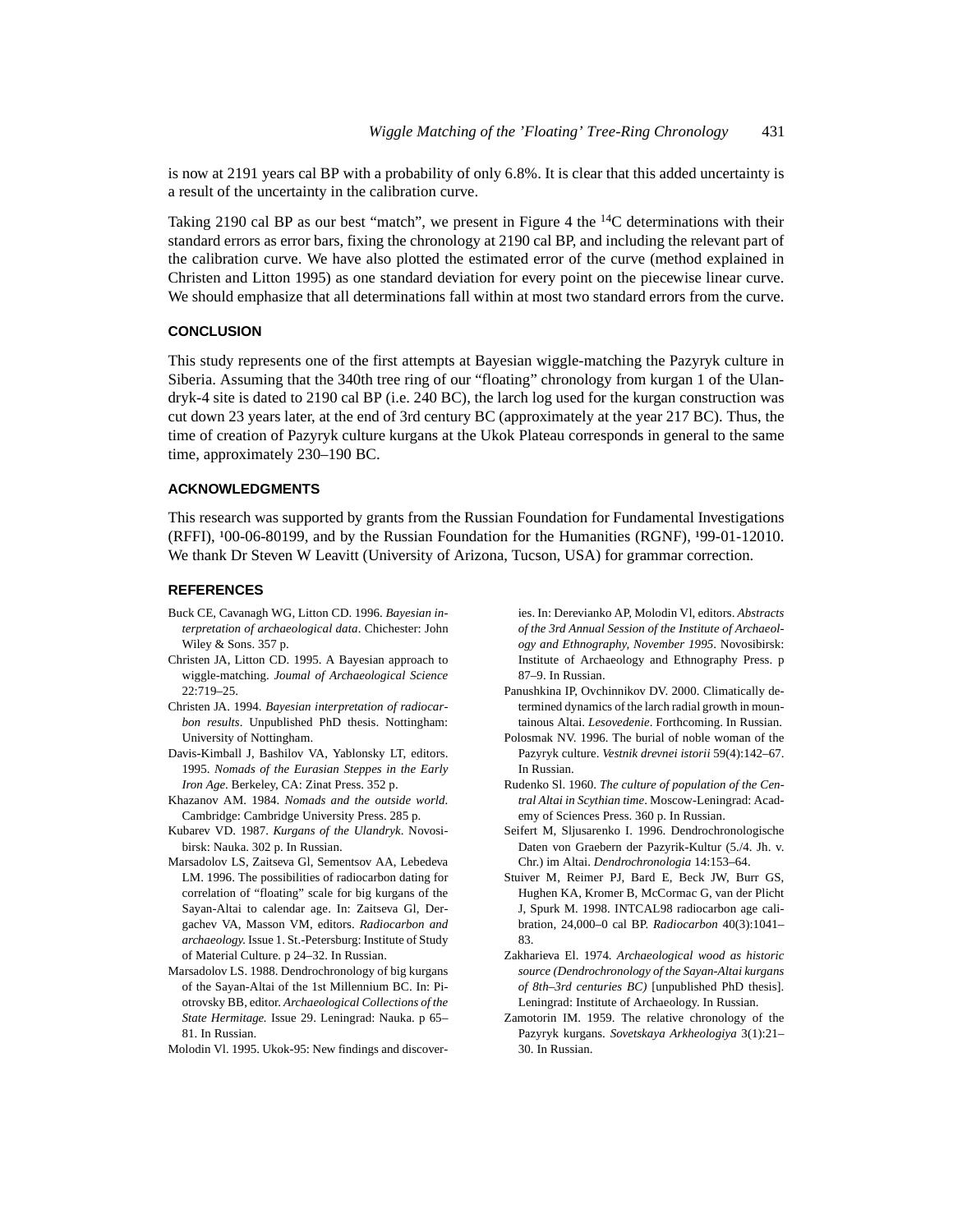is now at 2191 years cal BP with a probability of only 6.8%. It is clear that this added uncertainty is a result of the uncertainty in the calibration curve.

Taking 2190 cal BP as our best "match", we present in Figure 4 the $^{14}$C determinations with their standard errors as error bars, fixing the chronology at 2190 cal BP, and including the relevant part of the calibration curve. We have also plotted the estimated error of the curve (method explained in Christen and Litton 1995) as one standard deviation for every point on the piecewise linear curve. We should emphasize that all determinations fall within at most two standard errors from the curve.

## CONCLUSION

This study represents one of the first attempts at Bayesian wiggle-matching the Pazyryk culture in Siberia. Assuming that the 340th tree ring of our "floating" chronology from kurgan 1 of the Ulandryk-4 site is dated to 2190 cal BP (i.e. 240 BC), the larch log used for the kurgan construction was cut down 23 years later, at the end of 3rd century BC (approximately at the year 217 BC). Thus, the time of creation of Pazyryk culture kurgans at the Ukok Plateau corresponds in general to the same time, approximately 230–190 BC.

## ACKNOWLEDGMENTS

This research was supported by grants from the Russian Foundation for Fundamental Investigations (RFFI), ¹00-06-80199, and by the Russian Foundation for the Humanities (RGNF), ¹99-01-12010. We thank Dr Steven W Leavitt (University of Arizona, Tucson, USA) for grammar correction.

## REFERENCES

Buck CE, Cavanagh WG, Litton CD. 1996. *Bayesian interpretation of archaeological data*. Chichester: John Wiley & Sons. 357 p.

Christen JA, Litton CD. 1995. A Bayesian approach to wiggle-matching. *Joumal of Archaeological Science* 22:719–25.

Christen JA. 1994. *Bayesian interpretation of radiocarbon results*. Unpublished PhD thesis. Nottingham: University of Nottingham.

Davis-Kimball J, Bashilov VA, Yablonsky LT, editors. 1995. *Nomads of the Eurasian Steppes in the Early Iron Age*. Berkeley, CA: Zinat Press. 352 p.

Khazanov AM. 1984. *Nomads and the outside world*. Cambridge: Cambridge University Press. 285 p.

Kubarev VD. 1987. *Kurgans of the Ulandryk*. Novosibirsk: Nauka. 302 p. In Russian.

Marsadolov LS, Zaitseva Gl, Sementsov AA, Lebedeva LM. 1996. The possibilities of radiocarbon dating for correlation of "floating" scale for big kurgans of the Sayan-Altai to calendar age. In: Zaitseva Gl, Dergachev VA, Masson VM, editors. *Radiocarbon and archaeology.* Issue 1. St.-Petersburg: Institute of Study of Material Culture. p 24–32. In Russian.

Marsadolov LS. 1988. Dendrochronology of big kurgans of the Sayan-Altai of the 1st Millennium BC. In: Piotrovsky BB, editor. *Archaeological Collections of the State Hermitage.* Issue 29. Leningrad: Nauka. p 65–81. In Russian.

Molodin Vl. 1995. Ukok-95: New findings and discoveries. In: Derevianko AP, Molodin Vl, editors. *Abstracts of the 3rd Annual Session of the Institute of Archaeology and Ethnography, November 1995*. Novosibirsk: Institute of Archaeology and Ethnography Press. p 87–9. In Russian.

Panushkina IP, Ovchinnikov DV. 2000. Climatically determined dynamics of the larch radial growth in mountainous Altai. *Lesovedenie*. Forthcoming. In Russian.

Polosmak NV. 1996. The burial of noble woman of the Pazyryk culture. *Vestnik drevnei istorii* 59(4):142–67. In Russian.

Rudenko Sl. 1960. *The culture of population of the Central Altai in Scythian time*. Moscow-Leningrad: Academy of Sciences Press. 360 p. In Russian.

Seifert M, Sljusarenko I. 1996. Dendrochronologische Daten von Graebern der Pazyrik-Kultur (5./4. Jh. v. Chr.) im Altai. *Dendrochronologia* 14:153–64.

Stuiver M, Reimer PJ, Bard E, Beck JW, Burr GS, Hughen KA, Kromer B, McCormac G, van der Plicht J, Spurk M. 1998. INTCAL98 radiocarbon age calibration, 24,000–0 cal BP. *Radiocarbon* 40(3):1041–83.

Zakharieva El. 1974. *Archaeological wood as historic source (Dendrochronology of the Sayan-Altai kurgans of 8th–3rd centuries BC)* [unpublished PhD thesis]. Leningrad: Institute of Archaeology. In Russian.

Zamotorin IM. 1959. The relative chronology of the Pazyryk kurgans. *Sovetskaya Arkheologiya* 3(1):21–30. In Russian.